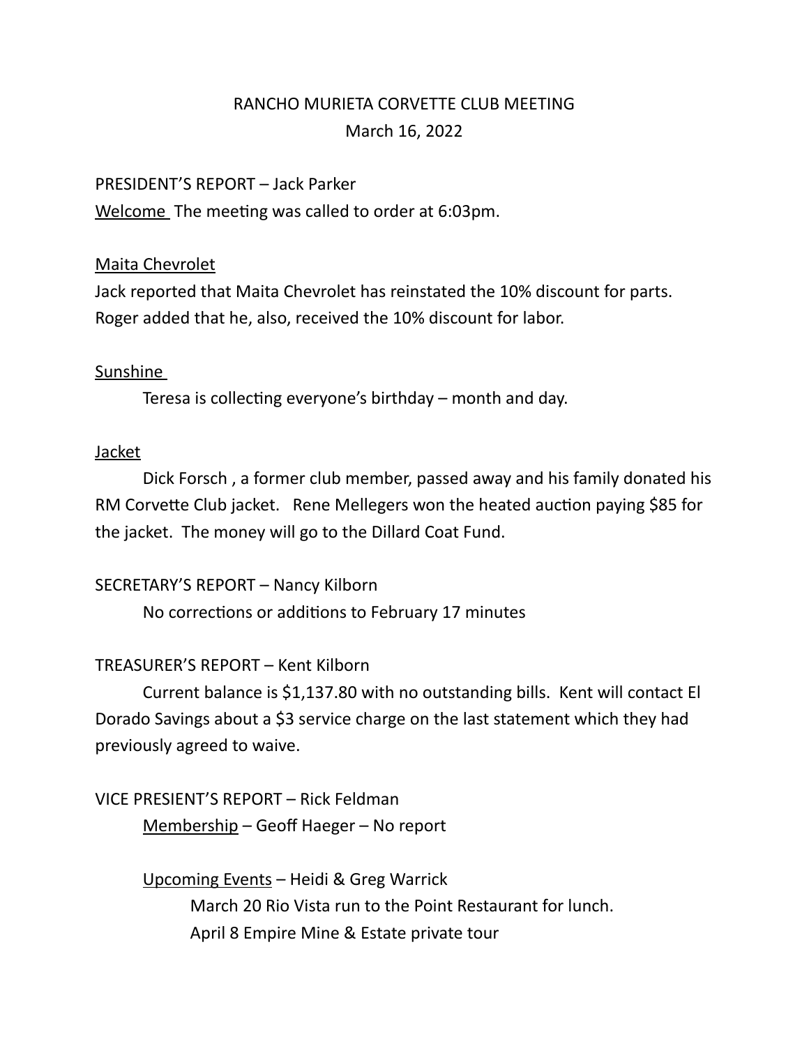# RANCHO MURIETA CORVETTE CLUB MEETING

March 16, 2022

## PRESIDENT'S REPORT – Jack Parker

Welcome The meeting was called to order at 6:03pm.

### Maita Chevrolet

Jack reported that Maita Chevrolet has reinstated the 10% discount for parts. Roger added that he, also, received the 10% discount for labor.

### Sunshine

Teresa is collecting everyone's birthday – month and day.

### Jacket

Dick Forsch , a former club member, passed away and his family donated his RM Corvette Club jacket. Rene Mellegers won the heated auction paying $85 for the jacket. The money will go to the Dillard Coat Fund.

## SECRETARY'S REPORT – Nancy Kilborn

No corrections or additions to February 17 minutes

## TREASURER'S REPORT – Kent Kilborn

Current balance is $1,137.80 with no outstanding bills. Kent will contact El Dorado Savings about a $3 service charge on the last statement which they had previously agreed to waive.

## VICE PRESIENT'S REPORT – Rick Feldman

Membership – Geoff Haeger – No report

Upcoming Events – Heidi & Greg Warrick

- March 20 Rio Vista run to the Point Restaurant for lunch.
- April 8 Empire Mine & Estate private tour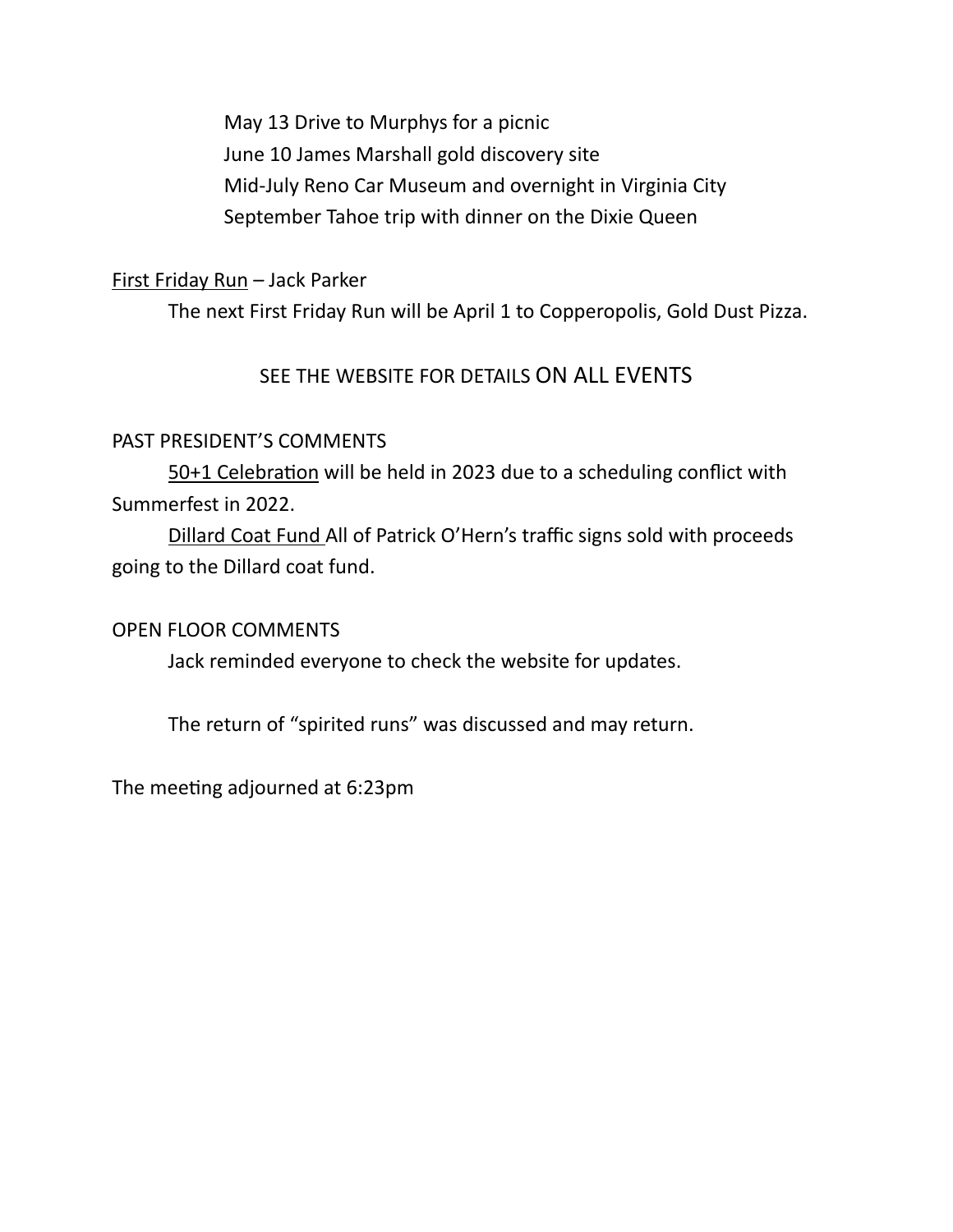May 13 Drive to Murphys for a picnic
June 10 James Marshall gold discovery site
Mid-July Reno Car Museum and overnight in Virginia City
September Tahoe trip with dinner on the Dixie Queen

First Friday Run – Jack Parker

The next First Friday Run will be April 1 to Copperopolis, Gold Dust Pizza.

SEE THE WEBSITE FOR DETAILS ON ALL EVENTS

PAST PRESIDENT'S COMMENTS

50+1 Celebration will be held in 2023 due to a scheduling conflict with Summerfest in 2022.

Dillard Coat Fund All of Patrick O'Hern's traffic signs sold with proceeds going to the Dillard coat fund.

OPEN FLOOR COMMENTS

Jack reminded everyone to check the website for updates.

The return of "spirited runs" was discussed and may return.

The meeting adjourned at 6:23pm